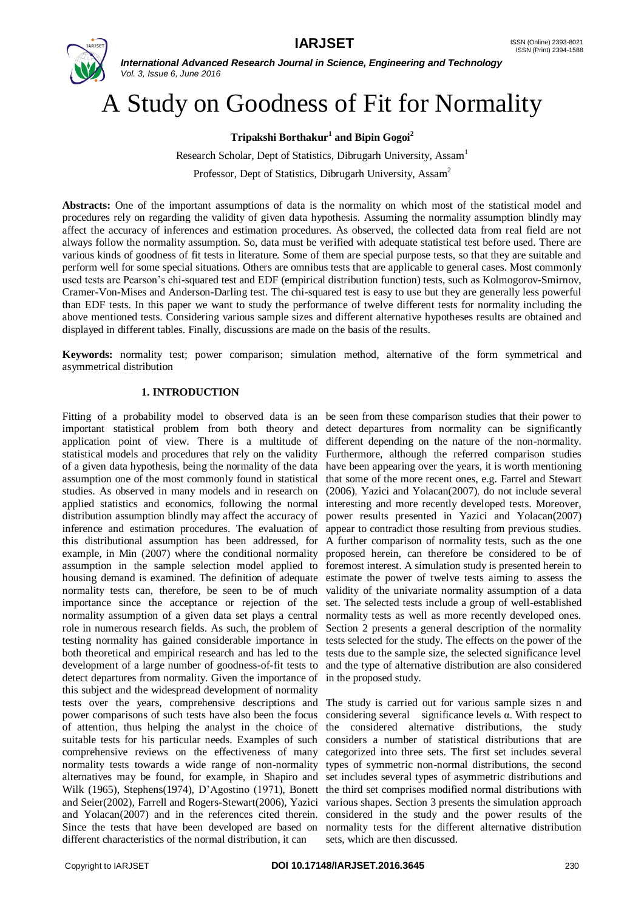# A Study on Goodness of Fit for Normality

**Tripakshi Borthakur[1] and Bipin Gogoi[2]**

Research Scholar, Dept of Statistics, Dibrugarh University, Assam[1]

Professor, Dept of Statistics, Dibrugarh University, Assam[2]

**Abstracts:** One of the important assumptions of data is the normality on which most of the statistical model and procedures rely on regarding the validity of given data hypothesis. Assuming the normality assumption blindly may affect the accuracy of inferences and estimation procedures. As observed, the collected data from real field are not always follow the normality assumption. So, data must be verified with adequate statistical test before used. There are various kinds of goodness of fit tests in literature. Some of them are special purpose tests, so that they are suitable and perform well for some special situations. Others are omnibus tests that are applicable to general cases. Most commonly used tests are Pearson's chi-squared test and EDF (empirical distribution function) tests, such as Kolmogorov-Smirnov, Cramer-Von-Mises and Anderson-Darling test. The chi-squared test is easy to use but they are generally less powerful than EDF tests. In this paper we want to study the performance of twelve different tests for normality including the above mentioned tests. Considering various sample sizes and different alternative hypotheses results are obtained and displayed in different tables. Finally, discussions are made on the basis of the results.

**Keywords:** normality test; power comparison; simulation method, alternative of the form symmetrical and asymmetrical distribution

## 1. INTRODUCTION

Fitting of a probability model to observed data is an important statistical problem from both theory and application point of view. There is a multitude of statistical models and procedures that rely on the validity of a given data hypothesis, being the normality of the data assumption one of the most commonly found in statistical studies. As observed in many models and in research on applied statistics and economics, following the normal distribution assumption blindly may affect the accuracy of inference and estimation procedures. The evaluation of this distributional assumption has been addressed, for example, in Min (2007) where the conditional normality assumption in the sample selection model applied to housing demand is examined. The definition of adequate normality tests can, therefore, be seen to be of much importance since the acceptance or rejection of the normality assumption of a given data set plays a central role in numerous research fields. As such, the problem of testing normality has gained considerable importance in both theoretical and empirical research and has led to the development of a large number of goodness-of-fit tests to detect departures from normality. Given the importance of this subject and the widespread development of normality tests over the years, comprehensive descriptions and power comparisons of such tests have also been the focus of attention, thus helping the analyst in the choice of suitable tests for his particular needs. Examples of such comprehensive reviews on the effectiveness of many normality tests towards a wide range of non-normality alternatives may be found, for example, in Shapiro and Wilk (1965), Stephens(1974), D'Agostino (1971), Bonett and Seier(2002), Farrell and Rogers-Stewart(2006), Yazici and Yolacan(2007) and in the references cited therein. Since the tests that have been developed are based on different characteristics of the normal distribution, it can be seen from these comparison studies that their power to detect departures from normality can be significantly different depending on the nature of the non-normality. Furthermore, although the referred comparison studies have been appearing over the years, it is worth mentioning that some of the more recent ones, e.g. Farrel and Stewart (2006), Yazici and Yolacan(2007), do not include several interesting and more recently developed tests. Moreover, power results presented in Yazici and Yolacan(2007) appear to contradict those resulting from previous studies. A further comparison of normality tests, such as the one proposed herein, can therefore be considered to be of foremost interest. A simulation study is presented herein to estimate the power of twelve tests aiming to assess the validity of the univariate normality assumption of a data set. The selected tests include a group of well-established normality tests as well as more recently developed ones. Section 2 presents a general description of the normality tests selected for the study. The effects on the power of the tests due to the sample size, the selected significance level and the type of alternative distribution are also considered in the proposed study.

The study is carried out for various sample sizes n and considering several significance levels α. With respect to the considered alternative distributions, the study considers a number of statistical distributions that are categorized into three sets. The first set includes several types of symmetric non-normal distributions, the second set includes several types of asymmetric distributions and the third set comprises modified normal distributions with various shapes. Section 3 presents the simulation approach considered in the study and the power results of the normality tests for the different alternative distribution sets, which are then discussed.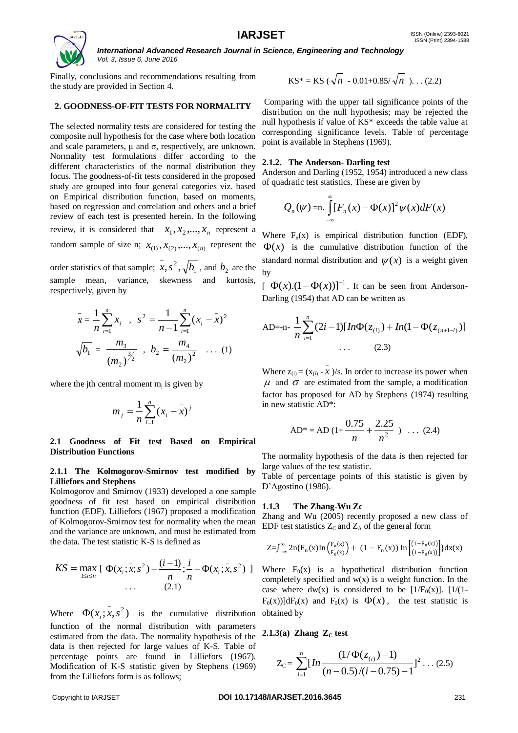Finally, conclusions and recommendations resulting from the study are provided in Section 4.

## 2. GOODNESS-OF-FIT TESTS FOR NORMALITY

The selected normality tests are considered for testing the composite null hypothesis for the case where both location and scale parameters, μ and σ, respectively, are unknown. Normality test formulations differ according to the different characteristics of the normal distribution they focus. The goodness-of-fit tests considered in the proposed study are grouped into four general categories viz. based on Empirical distribution function, based on moments, based on regression and correlation and others and a brief review of each test is presented herein. In the following review, it is considered that $x_1, x_2, ..., x_n$ represent a random sample of size n; $x_{(1)}, x_{(2)}, ..., x_{(n)}$ represent the order statistics of that sample; $\bar{x}, s^2, \sqrt{b_1}$, and $b_2$ are the sample mean, variance, skewness and kurtosis, respectively, given by

$$\bar{x} = \frac{1}{n}\sum_{i=1}^{n} x_i \ , \ s^2 = \frac{1}{n-1}\sum_{i=1}^{n}(x_i - \bar{x})^2$$

$$\sqrt{b_1} = \frac{m_3}{(m_2)^{3/2}} \ , \ b_2 = \frac{m_4}{(m_2)^2} \quad \ldots (1)$$

where the jth central moment $m_j$ is given by

$$m_j = \frac{1}{n}\sum_{i=1}^{n}(x_i - \bar{x})^j$$

### 2.1 Goodness of Fit test Based on Empirical Distribution Functions

#### 2.1.1 The Kolmogorov-Smirnov test modified by Lilliefors and Stephens

Kolmogorov and Smirnov (1933) developed a one sample goodness of fit test based on empirical distribution function (EDF). Lilliefors (1967) proposed a modification of Kolmogorov-Smirnov test for normality when the mean and the variance are unknown, and must be estimated from the data. The test statistic K-S is defined as

$$KS = \max_{1 \le i \le n} \left[ \ \Phi(x_i; \bar{x}; s^2) - \frac{(i-1)}{n}; \frac{i}{n} - \Phi(x_i; \bar{x}, s^2) \ \right] \quad \ldots (2.1)$$

Where $\Phi(x_i; \bar{x}, s^2)$ is the cumulative distribution function of the normal distribution with parameters estimated from the data. The normality hypothesis of the data is then rejected for large values of K-S. Table of percentage points are found in Lilliefors (1967). Modification of K-S statistic given by Stephens (1969) from the Lilliefors form is as follows;

$$KS^* = KS\ (\sqrt{n} - 0.01 + 0.85/\sqrt{n}\ ). \ldots (2.2)$$

Comparing with the upper tail significance points of the distribution on the null hypothesis; may be rejected the null hypothesis if value of KS* exceeds the table value at corresponding significance levels. Table of percentage point is available in Stephens (1969).

#### 2.1.2. The Anderson- Darling test

Anderson and Darling (1952, 1954) introduced a new class of quadratic test statistics. These are given by

$$Q_n(\psi) = n. \int_{-\infty}^{\infty} [F_n(x) - \Phi(x)]^2 \psi(x) dF(x)$$

Where $F_n(x)$ is empirical distribution function (EDF), $\Phi(x)$ is the cumulative distribution function of the standard normal distribution and $\psi(x)$ is a weight given by $[\ \Phi(x).(1-\Phi(x))]^{-1}$. It can be seen from Anderson-Darling (1954) that AD can be written as

$$AD = -n - \frac{1}{n}\sum_{i=1}^{n}(2i-1)[In\Phi(z_{(i)}) + In(1-\Phi(z_{(n+1-i)})] \quad \ldots (2.3)$$

Where $z_{(i)} = (x_{(i)} - \bar{x})/s$. In order to increase its power when $\mu$ and $\sigma$ are estimated from the sample, a modification factor has proposed for AD by Stephens (1974) resulting in new statistic AD*:

$$AD^* = AD\ (1 + \frac{0.75}{n} + \frac{2.25}{n^2}\ ) \quad \ldots (2.4)$$

The normality hypothesis of the data is then rejected for large values of the test statistic.

Table of percentage points of this statistic is given by D'Agostino (1986).

#### 1.1.3 The Zhang-Wu Zc

Zhang and Wu (2005) recently proposed a new class of EDF test statistics $Z_C$ and $Z_A$ of the general form

$$Z = \int_{-\infty}^{\infty} 2n\{F_n(x) \ln\left(\frac{F_n(x)}{F_0(x)}\right) + (1 - F_n(x)) \ln\left[\frac{(1-F_n(x))}{(1-F_0(x))}\right]\} dx(x)$$

Where $F_0(x)$ is a hypothetical distribution function completely specified and w(x) is a weight function. In the case where dw(x) is considered to be $[1/F_0(x)]$. $[1/(1-F_0(x))]dF_0(x)$ and $F_0(x)$ is $\Phi(x)$, the test statistic is obtained by

#### 2.1.3(a) Zhang $Z_C$ test

$$Z_C = \sum_{i=1}^{n}[In\frac{(1/\Phi(z_{(i)}) - 1)}{(n-0.5)/(i-0.75) - 1}]^2 \ldots (2.5)$$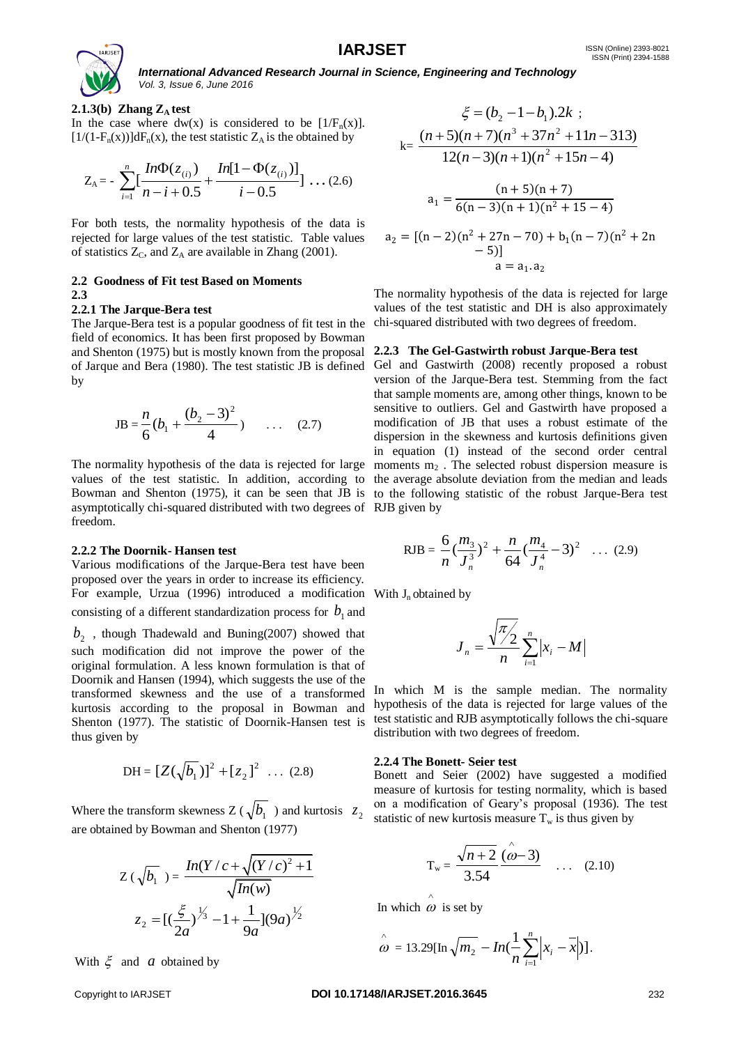#### 2.1.3(b) Zhang $Z_A$ test

In the case where dw(x) is considered to be $[1/F_n(x)]$. $[1/(1-F_n(x))]dF_n(x)$, the test statistic $Z_A$ is the obtained by

$$Z_A = -\sum_{i=1}^{n}\left[\frac{In\Phi(z_{(i)})}{n-i+0.5}+\frac{In[1-\Phi(z_{(i)})]}{i-0.5}\right] \quad \ldots (2.6)$$

For both tests, the normality hypothesis of the data is rejected for large values of the test statistic. Table values of statistics $Z_C$, and $Z_A$ are available in Zhang (2001).

### 2.2 Goodness of Fit test Based on Moments

### 2.3

#### 2.2.1 The Jarque-Bera test

The Jarque-Bera test is a popular goodness of fit test in the field of economics. It has been first proposed by Bowman and Shenton (1975) but is mostly known from the proposal of Jarque and Bera (1980). The test statistic JB is defined by

$$\text{JB} = \frac{n}{6}\left(b_1 + \frac{(b_2-3)^2}{4}\right) \quad \ldots \quad (2.7)$$

The normality hypothesis of the data is rejected for large values of the test statistic. In addition, according to Bowman and Shenton (1975), it can be seen that JB is asymptotically chi-squared distributed with two degrees of freedom.

#### 2.2.2 The Doornik- Hansen test

Various modifications of the Jarque-Bera test have been proposed over the years in order to increase its efficiency. For example, Urzua (1996) introduced a modification consisting of a different standardization process for $b_1$ and $b_2$ , though Thadewald and Buning(2007) showed that such modification did not improve the power of the original formulation. A less known formulation is that of Doornik and Hansen (1994), which suggests the use of the transformed skewness and the use of a transformed kurtosis according to the proposal in Bowman and Shenton (1977). The statistic of Doornik-Hansen test is thus given by

$$\text{DH} = [Z(\sqrt{b_1})]^2 + [z_2]^2 \quad \ldots (2.8)$$

Where the transform skewness Z ( $\sqrt{b_1}$ ) and kurtosis $z_2$ are obtained by Bowman and Shenton (1977)

$$Z(\sqrt{b_1}) = \frac{In(Y/c + \sqrt{(Y/c)^2+1}}{\sqrt{In(w)}}$$

$$z_2 = [(\frac{\xi}{2a})^{1/3} - 1 + \frac{1}{9a}](9a)^{1/2}$$

With $\xi$ and $a$ obtained by

$$\xi = (b_2 - 1 - b_1).2k \;;$$

$$\text{k} = \frac{(n+5)(n+7)(n^3+37n^2+11n-313)}{12(n-3)(n+1)(n^2+15n-4)}$$

$$a_1 = \frac{(n+5)(n+7)}{6(n-3)(n+1)(n^2+15-4)}$$

$$a_2 = [(n-2)(n^2+27n-70) + b_1(n-7)(n^2+2n-5)]$$

$$a = a_1.a_2$$

The normality hypothesis of the data is rejected for large values of the test statistic and DH is also approximately chi-squared distributed with two degrees of freedom.

#### 2.2.3 The Gel-Gastwirth robust Jarque-Bera test

Gel and Gastwirth (2008) recently proposed a robust version of the Jarque-Bera test. Stemming from the fact that sample moments are, among other things, known to be sensitive to outliers. Gel and Gastwirth have proposed a modification of JB that uses a robust estimate of the dispersion in the skewness and kurtosis definitions given in equation (1) instead of the second order central moments $m_2$ . The selected robust dispersion measure is the average absolute deviation from the median and leads to the following statistic of the robust Jarque-Bera test RJB given by

$$\text{RJB} = \frac{6}{n}\left(\frac{m_3}{J_n^3}\right)^2 + \frac{n}{64}\left(\frac{m_4}{J_n^4}-3\right)^2 \quad \ldots (2.9)$$

With $J_n$ obtained by

$$J_n = \frac{\sqrt{\pi/2}}{n}\sum_{i=1}^{n}|x_i - M|$$

In which M is the sample median. The normality hypothesis of the data is rejected for large values of the test statistic and RJB asymptotically follows the chi-square distribution with two degrees of freedom.

#### 2.2.4 The Bonett- Seier test

Bonett and Seier (2002) have suggested a modified measure of kurtosis for testing normality, which is based on a modification of Geary's proposal (1936). The test statistic of new kurtosis measure $T_w$ is thus given by

$$T_w = \frac{\sqrt{n+2}}{3.54}\,(\hat{\omega}-3) \quad \ldots \quad (2.10)$$

In which $\hat{\omega}$ is set by

$$\hat{\omega} = 13.29[\ln\sqrt{m_2} - In(\frac{1}{n}\sum_{i=1}^{n}|x_i - \bar{x}|)].$$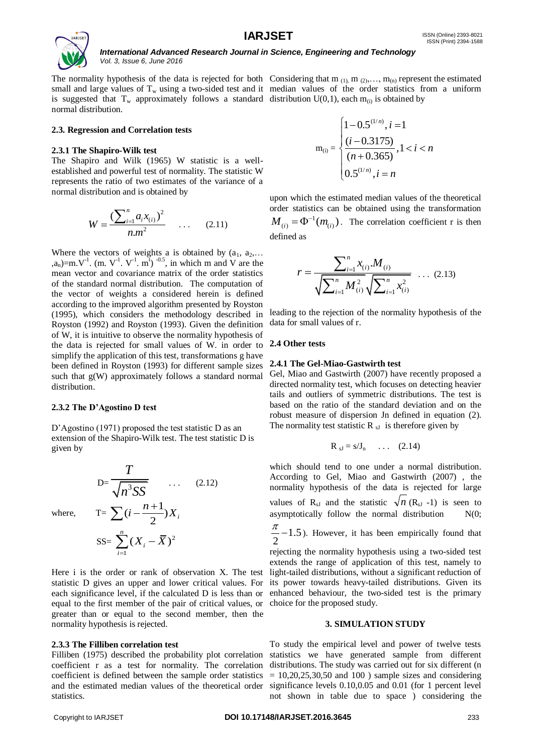The normality hypothesis of the data is rejected for both small and large values of $T_w$ using a two-sided test and it is suggested that $T_w$ approximately follows a standard normal distribution.

### 2.3. Regression and Correlation tests

#### 2.3.1 The Shapiro-Wilk test

The Shapiro and Wilk (1965) W statistic is a well-established and powerful test of normality. The statistic W represents the ratio of two estimates of the variance of a normal distribution and is obtained by

$$W = \frac{(\sum_{i=1}^{n} a_i x_{(i)})^2}{n.m^2} \quad \ldots \quad (2.11)$$

Where the vectors of weights a is obtained by $(a_1, a_2, \ldots, a_n) = m.V^{-1}.(m.V^{-1}.V^{-1}.m^t)^{-0.5}$, in which m and V are the mean vector and covariance matrix of the order statistics of the standard normal distribution. The computation of the vector of weights a considered herein is defined according to the improved algorithm presented by Royston (1995), which considers the methodology described in Royston (1992) and Royston (1993). Given the definition of W, it is intuitive to observe the normality hypothesis of the data is rejected for small values of W. in order to simplify the application of this test, transformations g have been defined in Royston (1993) for different sample sizes such that g(W) approximately follows a standard normal distribution.

#### 2.3.2 The D'Agostino D test

D'Agostino (1971) proposed the test statistic D as an extension of the Shapiro-Wilk test. The test statistic D is given by

$$D = \frac{T}{\sqrt{n^3 SS}} \quad \ldots \quad (2.12)$$

where, $T = \sum (i - \frac{n+1}{2}) X_i$

$$SS = \sum_{i=1}^{n} (X_i - \bar{X})^2$$

Here i is the order or rank of observation X. The test statistic D gives an upper and lower critical values. For each significance level, if the calculated D is less than or equal to the first member of the pair of critical values, or greater than or equal to the second member, then the normality hypothesis is rejected.

#### 2.3.3 The Filliben correlation test

Filliben (1975) described the probability plot correlation coefficient r as a test for normality. The correlation coefficient is defined between the sample order statistics and the estimated median values of the theoretical order statistics.

Considering that $m_{(1)}, m_{(2)}, \ldots, m_{(n)}$ represent the estimated median values of the order statistics from a uniform distribution U(0,1), each $m_{(i)}$ is obtained by

$$m_{(i)} = \begin{cases} 1 - 0.5^{(1/n)}, i = 1 \\ \dfrac{(i - 0.3175)}{(n + 0.365)}, 1 < i < n \\ 0.5^{(1/n)}, i = n \end{cases}$$

upon which the estimated median values of the theoretical order statistics can be obtained using the transformation $M_{(i)} = \Phi^{-1}(m_{(i)})$. The correlation coefficient r is then defined as

$$r = \frac{\sum_{i=1}^{n} x_{(i)}.M_{(i)}}{\sqrt{\sum_{i=1}^{n} M_{(i)}^2}\sqrt{\sum_{i=1}^{n} x_{(i)}^2}} \quad \ldots \quad (2.13)$$

leading to the rejection of the normality hypothesis of the data for small values of r.

### 2.4 Other tests

#### 2.4.1 The Gel-Miao-Gastwirth test

Gel, Miao and Gastwirth (2007) have recently proposed a directed normality test, which focuses on detecting heavier tails and outliers of symmetric distributions. The test is based on the ratio of the standard deviation and on the robust measure of dispersion Jn defined in equation (2). The normality test statistic $R_{sJ}$ is therefore given by

$$R_{sJ} = s/J_n \quad \ldots \quad (2.14)$$

which should tend to one under a normal distribution. According to Gel, Miao and Gastwirth (2007), the normality hypothesis of the data is rejected for large values of $R_{sJ}$ and the statistic $\sqrt{n}(R_{sJ} - 1)$ is seen to asymptotically follow the normal distribution $N(0; \frac{\pi}{2} - 1.5)$. However, it has been empirically found that rejecting the normality hypothesis using a two-sided test extends the range of application of this test, namely to light-tailed distributions, without a significant reduction of its power towards heavy-tailed distributions. Given its enhanced behaviour, the two-sided test is the primary choice for the proposed study.

## 3. SIMULATION STUDY

To study the empirical level and power of twelve tests statistics we have generated sample from different distributions. The study was carried out for six different (n = 10,20,25,30,50 and 100 ) sample sizes and considering significance levels 0.10,0.05 and 0.01 (for 1 percent level not shown in table due to space ) considering the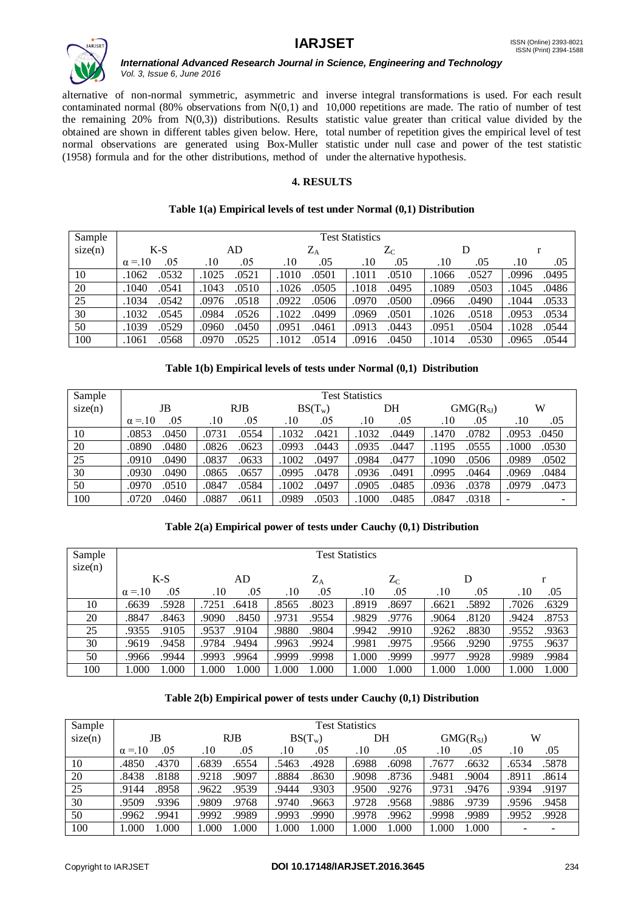alternative of non-normal symmetric, asymmetric and contaminated normal (80% observations from N(0,1) and the remaining 20% from N(0,3)) distributions. Results obtained are shown in different tables given below. Here, normal observations are generated using Box-Muller (1958) formula and for the other distributions, method of inverse integral transformations is used. For each result 10,000 repetitions are made. The ratio of number of test statistic value greater than critical value divided by the total number of repetition gives the empirical level of test statistic under null case and power of the test statistic under the alternative hypothesis.

## 4. RESULTS

**Table 1(a) Empirical levels of test under Normal (0,1) Distribution**

| Sample size(n) | Test Statistics | | | | | | | | | | | |
|---|---|---|---|---|---|---|---|---|---|---|---|---|
| | K-S | | AD | | $Z_A$ | | $Z_C$ | | D | | r | |
| | $\alpha$ =.10 | .05 | .10 | .05 | .10 | .05 | .10 | .05 | .10 | .05 | .10 | .05 |
| 10 | .1062 | .0532 | .1025 | .0521 | .1010 | .0501 | .1011 | .0510 | .1066 | .0527 | .0996 | .0495 |
| 20 | .1040 | .0541 | .1043 | .0510 | .1026 | .0505 | .1018 | .0495 | .1089 | .0503 | .1045 | .0486 |
| 25 | .1034 | .0542 | .0976 | .0518 | .0922 | .0506 | .0970 | .0500 | .0966 | .0490 | .1044 | .0533 |
| 30 | .1032 | .0545 | .0984 | .0526 | .1022 | .0499 | .0969 | .0501 | .1026 | .0518 | .0953 | .0534 |
| 50 | .1039 | .0529 | .0960 | .0450 | .0951 | .0461 | .0913 | .0443 | .0951 | .0504 | .1028 | .0544 |
| 100 | .1061 | .0568 | .0970 | .0525 | .1012 | .0514 | .0916 | .0450 | .1014 | .0530 | .0965 | .0544 |

**Table 1(b) Empirical levels of tests under Normal (0,1) Distribution**

| Sample size(n) | Test Statistics | | | | | | | | | | | |
|---|---|---|---|---|---|---|---|---|---|---|---|---|
| | JB | | RJB | | $BS(T_w)$ | | DH | | $GMG(R_{SJ})$ | | W | |
| | $\alpha$ =.10 | .05 | .10 | .05 | .10 | .05 | .10 | .05 | .10 | .05 | .10 | .05 |
| 10 | .0853 | .0450 | .0731 | .0554 | .1032 | .0421 | .1032 | .0449 | .1470 | .0782 | .0953 | .0450 |
| 20 | .0890 | .0480 | .0826 | .0623 | .0993 | .0443 | .0935 | .0447 | .1195 | .0555 | .1000 | .0530 |
| 25 | .0910 | .0490 | .0837 | .0633 | .1002 | .0497 | .0984 | .0477 | .1090 | .0506 | .0989 | .0502 |
| 30 | .0930 | .0490 | .0865 | .0657 | .0995 | .0478 | .0936 | .0491 | .0995 | .0464 | .0969 | .0484 |
| 50 | .0970 | .0510 | .0847 | .0584 | .1002 | .0497 | .0905 | .0485 | .0936 | .0378 | .0979 | .0473 |
| 100 | .0720 | .0460 | .0887 | .0611 | .0989 | .0503 | .1000 | .0485 | .0847 | .0318 | - | - |

**Table 2(a) Empirical power of tests under Cauchy (0,1) Distribution**

| Sample size(n) | Test Statistics | | | | | | | | | | | |
|---|---|---|---|---|---|---|---|---|---|---|---|---|
| | K-S | | AD | | $Z_A$ | | $Z_C$ | | D | | r | |
| | $\alpha$ =.10 | .05 | .10 | .05 | .10 | .05 | .10 | .05 | .10 | .05 | .10 | .05 |
| 10 | .6639 | .5928 | .7251 | .6418 | .8565 | .8023 | .8919 | .8697 | .6621 | .5892 | .7026 | .6329 |
| 20 | .8847 | .8463 | .9090 | .8450 | .9731 | .9554 | .9829 | .9776 | .9064 | .8120 | .9424 | .8753 |
| 25 | .9355 | .9105 | .9537 | .9104 | .9880 | .9804 | .9942 | .9910 | .9262 | .8830 | .9552 | .9363 |
| 30 | .9619 | .9458 | .9784 | .9494 | .9963 | .9924 | .9981 | .9975 | .9566 | .9290 | .9755 | .9637 |
| 50 | .9966 | .9944 | .9993 | .9964 | .9999 | .9998 | 1.000 | .9999 | .9977 | .9928 | .9989 | .9984 |
| 100 | 1.000 | 1.000 | 1.000 | 1.000 | 1.000 | 1.000 | 1.000 | 1.000 | 1.000 | 1.000 | 1.000 | 1.000 |

**Table 2(b) Empirical power of tests under Cauchy (0,1) Distribution**

| Sample size(n) | Test Statistics | | | | | | | | | | | |
|---|---|---|---|---|---|---|---|---|---|---|---|---|
| | JB | | RJB | | $BS(T_w)$ | | DH | | $GMG(R_{SJ})$ | | W | |
| | $\alpha$ =.10 | .05 | .10 | .05 | .10 | .05 | .10 | .05 | .10 | .05 | .10 | .05 |
| 10 | .4850 | .4370 | .6839 | .6554 | .5463 | .4928 | .6988 | .6098 | .7677 | .6632 | .6534 | .5878 |
| 20 | .8438 | .8188 | .9218 | .9097 | .8884 | .8630 | .9098 | .8736 | .9481 | .9004 | .8911 | .8614 |
| 25 | .9144 | .8958 | .9622 | .9539 | .9444 | .9303 | .9500 | .9276 | .9731 | .9476 | .9394 | .9197 |
| 30 | .9509 | .9396 | .9809 | .9768 | .9740 | .9663 | .9728 | .9568 | .9886 | .9739 | .9596 | .9458 |
| 50 | .9962 | .9941 | .9992 | .9989 | .9993 | .9990 | .9978 | .9962 | .9998 | .9989 | .9952 | .9928 |
| 100 | 1.000 | 1.000 | 1.000 | 1.000 | 1.000 | 1.000 | 1.000 | 1.000 | 1.000 | 1.000 | - | - |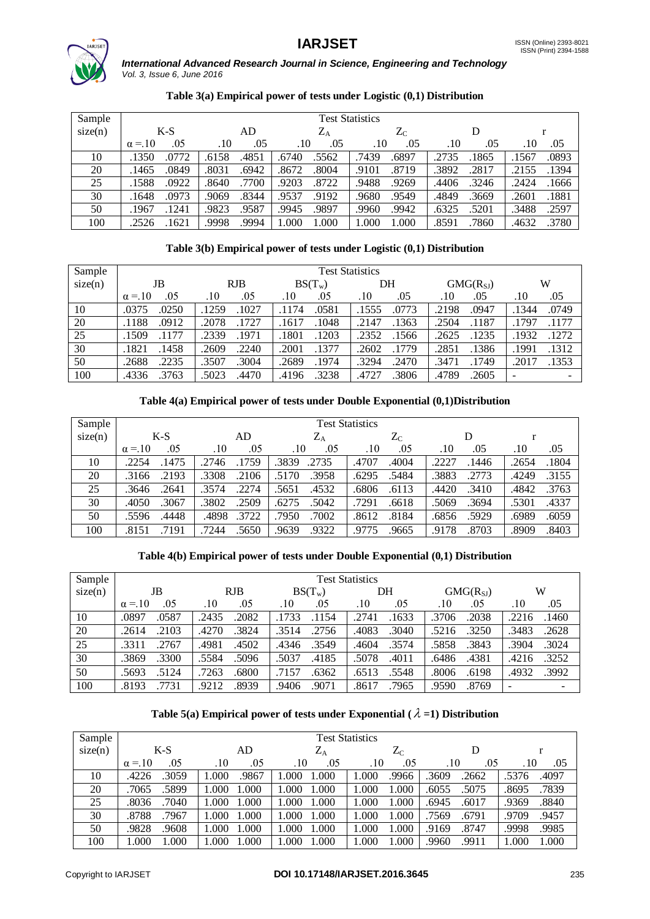**Table 3(a) Empirical power of tests under Logistic (0,1) Distribution**

| Sample size(n) | Test Statistics | | | | | | | | | | | |
|---|---|---|---|---|---|---|---|---|---|---|---|---|
| | K-S | | AD | | $Z_A$ | | $Z_C$ | | D | | r | |
| | $\alpha$ =.10 | .05 | .10 | .05 | .10 | .05 | .10 | .05 | .10 | .05 | .10 | .05 |
| 10 | .1350 | .0772 | .6158 | .4851 | .6740 | .5562 | .7439 | .6897 | .2735 | .1865 | .1567 | .0893 |
| 20 | .1465 | .0849 | .8031 | .6942 | .8672 | .8004 | .9101 | .8719 | .3892 | .2817 | .2155 | .1394 |
| 25 | .1588 | .0922 | .8640 | .7700 | .9203 | .8722 | .9488 | .9269 | .4406 | .3246 | .2424 | .1666 |
| 30 | .1648 | .0973 | .9069 | .8344 | .9537 | .9192 | .9680 | .9549 | .4849 | .3669 | .2601 | .1881 |
| 50 | .1967 | .1241 | .9823 | .9587 | .9945 | .9897 | .9960 | .9942 | .6325 | .5201 | .3488 | .2597 |
| 100 | .2526 | .1621 | .9998 | .9994 | 1.000 | 1.000 | 1.000 | 1.000 | .8591 | .7860 | .4632 | .3780 |

**Table 3(b) Empirical power of tests under Logistic (0,1) Distribution**

| Sample size(n) | Test Statistics | | | | | | | | | | | |
|---|---|---|---|---|---|---|---|---|---|---|---|---|
| | JB | | RJB | | $BS(T_w)$ | | DH | | $GMG(R_{SJ})$ | | W | |
| | $\alpha$ =.10 | .05 | .10 | .05 | .10 | .05 | .10 | .05 | .10 | .05 | .10 | .05 |
| 10 | .0375 | .0250 | .1259 | .1027 | .1174 | .0581 | .1555 | .0773 | .2198 | .0947 | .1344 | .0749 |
| 20 | .1188 | .0912 | .2078 | .1727 | .1617 | .1048 | .2147 | .1363 | .2504 | .1187 | .1797 | .1177 |
| 25 | .1509 | .1177 | .2339 | .1971 | .1801 | .1203 | .2352 | .1566 | .2625 | .1235 | .1932 | .1272 |
| 30 | .1821 | .1458 | .2609 | .2240 | .2001 | .1377 | .2602 | .1779 | .2851 | .1386 | .1991 | .1312 |
| 50 | .2688 | .2235 | .3507 | .3004 | .2689 | .1974 | .3294 | .2470 | .3471 | .1749 | .2017 | .1353 |
| 100 | .4336 | .3763 | .5023 | .4470 | .4196 | .3238 | .4727 | .3806 | .4789 | .2605 | - | - |

**Table 4(a) Empirical power of tests under Double Exponential (0,1)Distribution**

| Sample size(n) | Test Statistics | | | | | | | | | | | |
|---|---|---|---|---|---|---|---|---|---|---|---|---|
| | K-S | | AD | | $Z_A$ | | $Z_C$ | | D | | r | |
| | $\alpha$ =.10 | .05 | .10 | .05 | .10 | .05 | .10 | .05 | .10 | .05 | .10 | .05 |
| 10 | .2254 | .1475 | .2746 | .1759 | .3839 | .2735 | .4707 | .4004 | .2227 | .1446 | .2654 | .1804 |
| 20 | .3166 | .2193 | .3308 | .2106 | .5170 | .3958 | .6295 | .5484 | .3883 | .2773 | .4249 | .3155 |
| 25 | .3646 | .2641 | .3574 | .2274 | .5651 | .4532 | .6806 | .6113 | .4420 | .3410 | .4842 | .3763 |
| 30 | .4050 | .3067 | .3802 | .2509 | .6275 | .5042 | .7291 | .6618 | .5069 | .3694 | .5301 | .4337 |
| 50 | .5596 | .4448 | .4898 | .3722 | .7950 | .7002 | .8612 | .8184 | .6856 | .5929 | .6989 | .6059 |
| 100 | .8151 | .7191 | .7244 | .5650 | .9639 | .9322 | .9775 | .9665 | .9178 | .8703 | .8909 | .8403 |

**Table 4(b) Empirical power of tests under Double Exponential (0,1) Distribution**

| Sample size(n) | Test Statistics | | | | | | | | | | | |
|---|---|---|---|---|---|---|---|---|---|---|---|---|
| | JB | | RJB | | $BS(T_w)$ | | DH | | $GMG(R_{SJ})$ | | W | |
| | $\alpha$ =.10 | .05 | .10 | .05 | .10 | .05 | .10 | .05 | .10 | .05 | .10 | .05 |
| 10 | .0897 | .0587 | .2435 | .2082 | .1733 | .1154 | .2741 | .1633 | .3706 | .2038 | .2216 | .1460 |
| 20 | .2614 | .2103 | .4270 | .3824 | .3514 | .2756 | .4083 | .3040 | .5216 | .3250 | .3483 | .2628 |
| 25 | .3311 | .2767 | .4981 | .4502 | .4346 | .3549 | .4604 | .3574 | .5858 | .3843 | .3904 | .3024 |
| 30 | .3869 | .3300 | .5584 | .5096 | .5037 | .4185 | .5078 | .4011 | .6486 | .4381 | .4216 | .3252 |
| 50 | .5693 | .5124 | .7263 | .6800 | .7157 | .6362 | .6513 | .5548 | .8006 | .6198 | .4932 | .3992 |
| 100 | .8193 | .7731 | .9212 | .8939 | .9406 | .9071 | .8617 | .7965 | .9590 | .8769 | - | - |

**Table 5(a) Empirical power of tests under Exponential ($\lambda$ =1) Distribution**

| Sample size(n) | Test Statistics | | | | | | | | | | | |
|---|---|---|---|---|---|---|---|---|---|---|---|---|
| | K-S | | AD | | $Z_A$ | | $Z_C$ | | D | | r | |
| | $\alpha$ =.10 | .05 | .10 | .05 | .10 | .05 | .10 | .05 | .10 | .05 | .10 | .05 |
| 10 | .4226 | .3059 | 1.000 | .9867 | 1.000 | 1.000 | 1.000 | .9966 | .3609 | .2662 | .5376 | .4097 |
| 20 | .7065 | .5899 | 1.000 | 1.000 | 1.000 | 1.000 | 1.000 | 1.000 | .6055 | .5075 | .8695 | .7839 |
| 25 | .8036 | .7040 | 1.000 | 1.000 | 1.000 | 1.000 | 1.000 | 1.000 | .6945 | .6017 | .9369 | .8840 |
| 30 | .8788 | .7967 | 1.000 | 1.000 | 1.000 | 1.000 | 1.000 | 1.000 | .7569 | .6791 | .9709 | .9457 |
| 50 | .9828 | .9608 | 1.000 | 1.000 | 1.000 | 1.000 | 1.000 | 1.000 | .9169 | .8747 | .9998 | .9985 |
| 100 | 1.000 | 1.000 | 1.000 | 1.000 | 1.000 | 1.000 | 1.000 | 1.000 | .9960 | .9911 | 1.000 | 1.000 |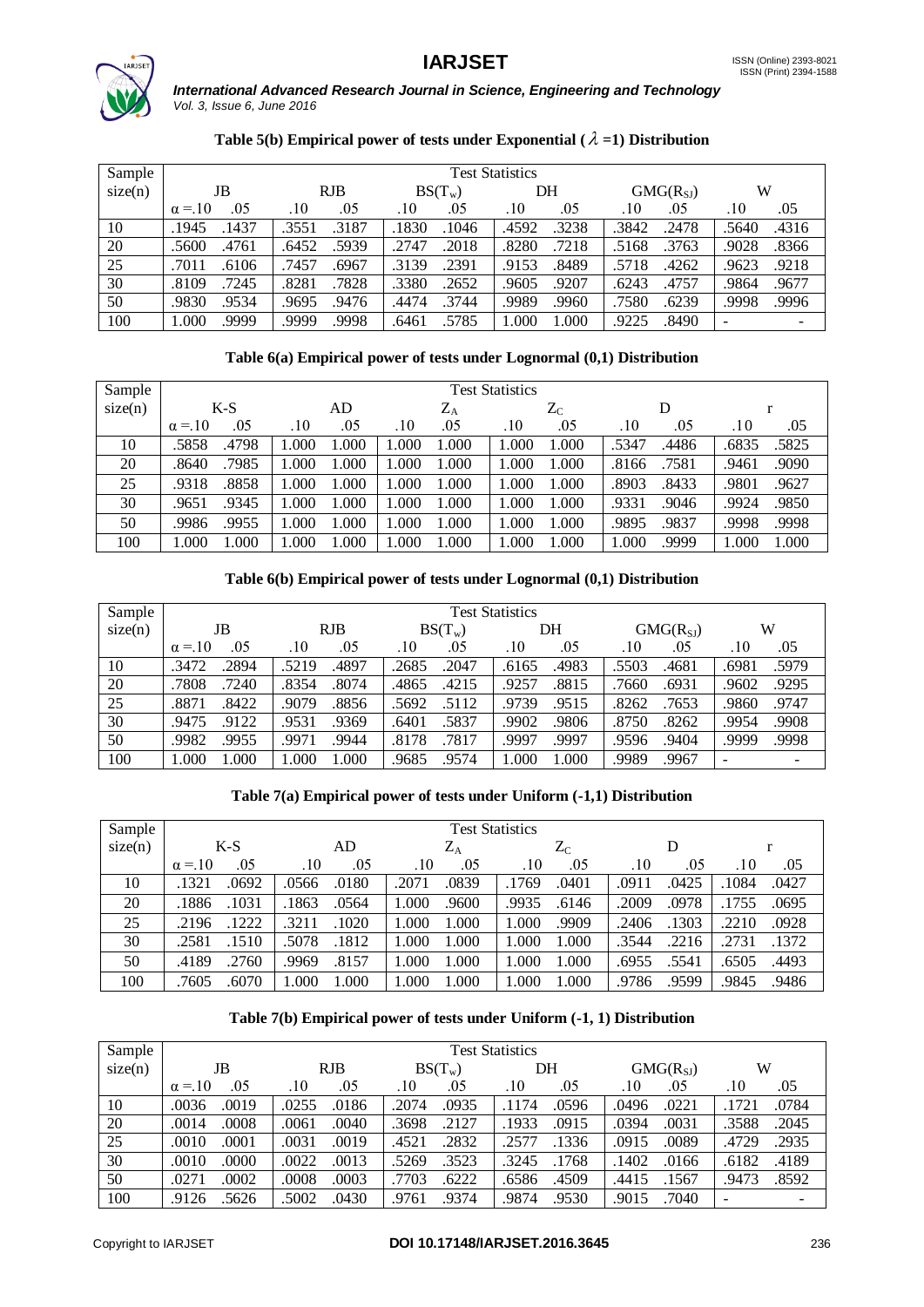### Table 5(b) Empirical power of tests under Exponential ($\lambda$ =1) Distribution

| Sample size(n) | Test Statistics | | | | | | | | | | | |
|---|---|---|---|---|---|---|---|---|---|---|---|---|
| | JB | | RJB | | $BS(T_w)$ | | DH | | $GMG(R_{SJ})$ | | W | |
| | $\alpha$ =.10 | .05 | .10 | .05 | .10 | .05 | .10 | .05 | .10 | .05 | .10 | .05 |
| 10 | .1945 | .1437 | .3551 | .3187 | .1830 | .1046 | .4592 | .3238 | .3842 | .2478 | .5640 | .4316 |
| 20 | .5600 | .4761 | .6452 | .5939 | .2747 | .2018 | .8280 | .7218 | .5168 | .3763 | .9028 | .8366 |
| 25 | .7011 | .6106 | .7457 | .6967 | .3139 | .2391 | .9153 | .8489 | .5718 | .4262 | .9623 | .9218 |
| 30 | .8109 | .7245 | .8281 | .7828 | .3380 | .2652 | .9605 | .9207 | .6243 | .4757 | .9864 | .9677 |
| 50 | .9830 | .9534 | .9695 | .9476 | .4474 | .3744 | .9989 | .9960 | .7580 | .6239 | .9998 | .9996 |
| 100 | 1.000 | .9999 | .9999 | .9998 | .6461 | .5785 | 1.000 | 1.000 | .9225 | .8490 | - | - |

### Table 6(a) Empirical power of tests under Lognormal (0,1) Distribution

| Sample size(n) | Test Statistics | | | | | | | | | | | |
|---|---|---|---|---|---|---|---|---|---|---|---|---|
| | K-S | | AD | | $Z_A$ | | $Z_C$ | | D | | r | |
| | $\alpha$ =.10 | .05 | .10 | .05 | .10 | .05 | .10 | .05 | .10 | .05 | .10 | .05 |
| 10 | .5858 | .4798 | 1.000 | 1.000 | 1.000 | 1.000 | 1.000 | 1.000 | .5347 | .4486 | .6835 | .5825 |
| 20 | .8640 | .7985 | 1.000 | 1.000 | 1.000 | 1.000 | 1.000 | 1.000 | .8166 | .7581 | .9461 | .9090 |
| 25 | .9318 | .8858 | 1.000 | 1.000 | 1.000 | 1.000 | 1.000 | 1.000 | .8903 | .8433 | .9801 | .9627 |
| 30 | .9651 | .9345 | 1.000 | 1.000 | 1.000 | 1.000 | 1.000 | 1.000 | .9331 | .9046 | .9924 | .9850 |
| 50 | .9986 | .9955 | 1.000 | 1.000 | 1.000 | 1.000 | 1.000 | 1.000 | .9895 | .9837 | .9998 | .9998 |
| 100 | 1.000 | 1.000 | 1.000 | 1.000 | 1.000 | 1.000 | 1.000 | 1.000 | 1.000 | .9999 | 1.000 | 1.000 |

### Table 6(b) Empirical power of tests under Lognormal (0,1) Distribution

| Sample size(n) | Test Statistics | | | | | | | | | | | |
|---|---|---|---|---|---|---|---|---|---|---|---|---|
| | JB | | RJB | | $BS(T_w)$ | | DH | | $GMG(R_{SJ})$ | | W | |
| | $\alpha$ =.10 | .05 | .10 | .05 | .10 | .05 | .10 | .05 | .10 | .05 | .10 | .05 |
| 10 | .3472 | .2894 | .5219 | .4897 | .2685 | .2047 | .6165 | .4983 | .5503 | .4681 | .6981 | .5979 |
| 20 | .7808 | .7240 | .8354 | .8074 | .4865 | .4215 | .9257 | .8815 | .7660 | .6931 | .9602 | .9295 |
| 25 | .8871 | .8422 | .9079 | .8856 | .5692 | .5112 | .9739 | .9515 | .8262 | .7653 | .9860 | .9747 |
| 30 | .9475 | .9122 | .9531 | .9369 | .6401 | .5837 | .9902 | .9806 | .8750 | .8262 | .9954 | .9908 |
| 50 | .9982 | .9955 | .9971 | .9944 | .8178 | .7817 | .9997 | .9997 | .9596 | .9404 | .9999 | .9998 |
| 100 | 1.000 | 1.000 | 1.000 | 1.000 | .9685 | .9574 | 1.000 | 1.000 | .9989 | .9967 | - | - |

### Table 7(a) Empirical power of tests under Uniform (-1,1) Distribution

| Sample size(n) | Test Statistics | | | | | | | | | | | |
|---|---|---|---|---|---|---|---|---|---|---|---|---|
| | K-S | | AD | | $Z_A$ | | $Z_C$ | | D | | r | |
| | $\alpha$ =.10 | .05 | .10 | .05 | .10 | .05 | .10 | .05 | .10 | .05 | .10 | .05 |
| 10 | .1321 | .0692 | .0566 | .0180 | .2071 | .0839 | .1769 | .0401 | .0911 | .0425 | .1084 | .0427 |
| 20 | .1886 | .1031 | .1863 | .0564 | 1.000 | .9600 | .9935 | .6146 | .2009 | .0978 | .1755 | .0695 |
| 25 | .2196 | .1222 | .3211 | .1020 | 1.000 | 1.000 | 1.000 | .9909 | .2406 | .1303 | .2210 | .0928 |
| 30 | .2581 | .1510 | .5078 | .1812 | 1.000 | 1.000 | 1.000 | 1.000 | .3544 | .2216 | .2731 | .1372 |
| 50 | .4189 | .2760 | .9969 | .8157 | 1.000 | 1.000 | 1.000 | 1.000 | .6955 | .5541 | .6505 | .4493 |
| 100 | .7605 | .6070 | 1.000 | 1.000 | 1.000 | 1.000 | 1.000 | 1.000 | .9786 | .9599 | .9845 | .9486 |

### Table 7(b) Empirical power of tests under Uniform (-1, 1) Distribution

| Sample size(n) | Test Statistics | | | | | | | | | | | |
|---|---|---|---|---|---|---|---|---|---|---|---|---|
| | JB | | RJB | | $BS(T_w)$ | | DH | | $GMG(R_{SJ})$ | | W | |
| | $\alpha$ =.10 | .05 | .10 | .05 | .10 | .05 | .10 | .05 | .10 | .05 | .10 | .05 |
| 10 | .0036 | .0019 | .0255 | .0186 | .2074 | .0935 | .1174 | .0596 | .0496 | .0221 | .1721 | .0784 |
| 20 | .0014 | .0008 | .0061 | .0040 | .3698 | .2127 | .1933 | .0915 | .0394 | .0031 | .3588 | .2045 |
| 25 | .0010 | .0001 | .0031 | .0019 | .4521 | .2832 | .2577 | .1336 | .0915 | .0089 | .4729 | .2935 |
| 30 | .0010 | .0000 | .0022 | .0013 | .5269 | .3523 | .3245 | .1768 | .1402 | .0166 | .6182 | .4189 |
| 50 | .0271 | .0002 | .0008 | .0003 | .7703 | .6222 | .6586 | .4509 | .4415 | .1567 | .9473 | .8592 |
| 100 | .9126 | .5626 | .5002 | .0430 | .9761 | .9374 | .9874 | .9530 | .9015 | .7040 | - | - |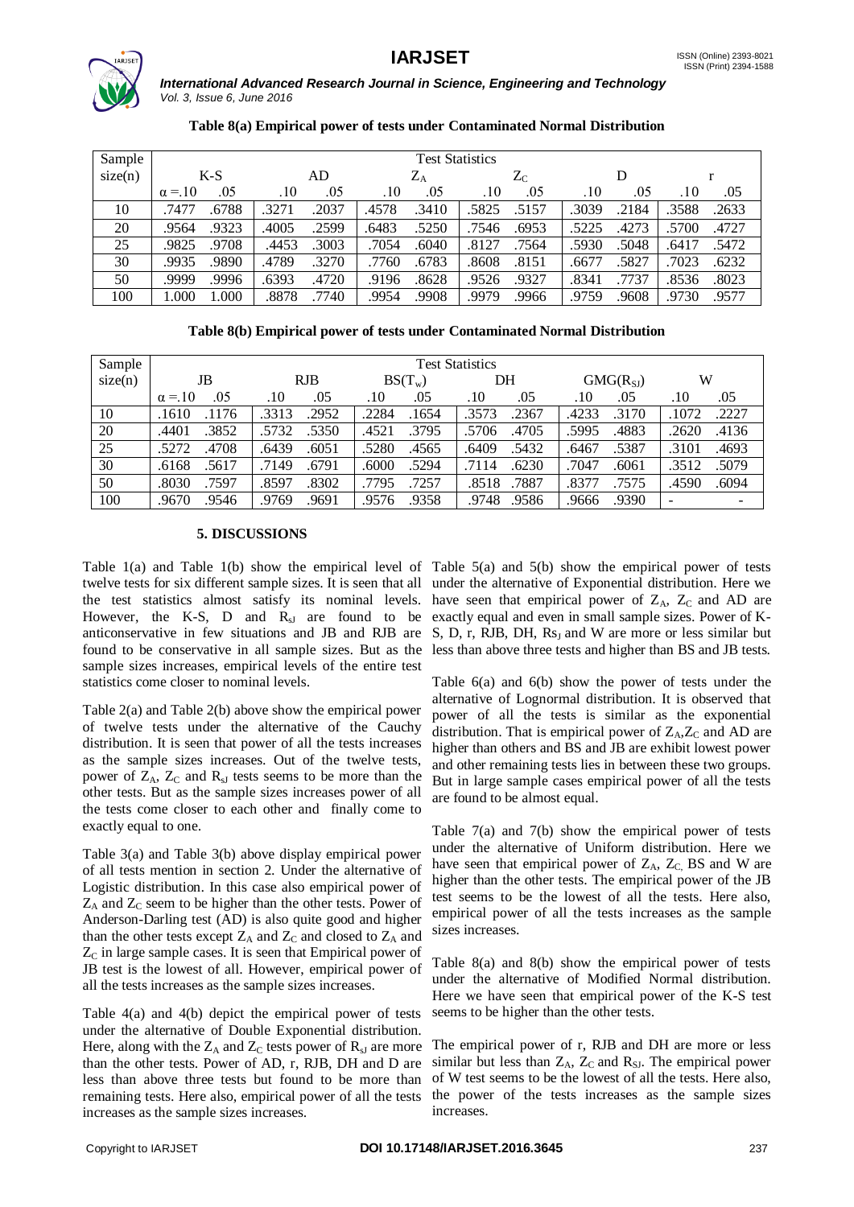**Table 8(a) Empirical power of tests under Contaminated Normal Distribution**

| Sample size(n) | Test Statistics | | | | | | | | | | | |
|---|---|---|---|---|---|---|---|---|---|---|---|---|
| | K-S | | AD | | $Z_A$ | | $Z_C$ | | D | | r | |
| | $\alpha$ =.10 | .05 | .10 | .05 | .10 | .05 | .10 | .05 | .10 | .05 | .10 | .05 |
| 10 | .7477 | .6788 | .3271 | .2037 | .4578 | .3410 | .5825 | .5157 | .3039 | .2184 | .3588 | .2633 |
| 20 | .9564 | .9323 | .4005 | .2599 | .6483 | .5250 | .7546 | .6953 | .5225 | .4273 | .5700 | .4727 |
| 25 | .9825 | .9708 | .4453 | .3003 | .7054 | .6040 | .8127 | .7564 | .5930 | .5048 | .6417 | .5472 |
| 30 | .9935 | .9890 | .4789 | .3270 | .7760 | .6783 | .8608 | .8151 | .6677 | .5827 | .7023 | .6232 |
| 50 | .9999 | .9996 | .6393 | .4720 | .9196 | .8628 | .9526 | .9327 | .8341 | .7737 | .8536 | .8023 |
| 100 | 1.000 | 1.000 | .8878 | .7740 | .9954 | .9908 | .9979 | .9966 | .9759 | .9608 | .9730 | .9577 |

**Table 8(b) Empirical power of tests under Contaminated Normal Distribution**

| Sample size(n) | Test Statistics | | | | | | | | | | | |
|---|---|---|---|---|---|---|---|---|---|---|---|---|
| | JB | | RJB | | $BS(T_w)$ | | DH | | $GMG(R_{SJ})$ | | W | |
| | $\alpha$ =.10 | .05 | .10 | .05 | .10 | .05 | .10 | .05 | .10 | .05 | .10 | .05 |
| 10 | .1610 | .1176 | .3313 | .2952 | .2284 | .1654 | .3573 | .2367 | .4233 | .3170 | .1072 | .2227 |
| 20 | .4401 | .3852 | .5732 | .5350 | .4521 | .3795 | .5706 | .4705 | .5995 | .4883 | .2620 | .4136 |
| 25 | .5272 | .4708 | .6439 | .6051 | .5280 | .4565 | .6409 | .5432 | .6467 | .5387 | .3101 | .4693 |
| 30 | .6168 | .5617 | .7149 | .6791 | .6000 | .5294 | .7114 | .6230 | .7047 | .6061 | .3512 | .5079 |
| 50 | .8030 | .7597 | .8597 | .8302 | .7795 | .7257 | .8518 | .7887 | .8377 | .7575 | .4590 | .6094 |
| 100 | .9670 | .9546 | .9769 | .9691 | .9576 | .9358 | .9748 | .9586 | .9666 | .9390 | - | - |

## 5. DISCUSSIONS

Table 1(a) and Table 1(b) show the empirical level of twelve tests for six different sample sizes. It is seen that all the test statistics almost satisfy its nominal levels. However, the K-S, D and $R_{sJ}$ are found to be anticonservative in few situations and JB and RJB are found to be conservative in all sample sizes. But as the sample sizes increases, empirical levels of the entire test statistics come closer to nominal levels.

Table 2(a) and Table 2(b) above show the empirical power of twelve tests under the alternative of the Cauchy distribution. It is seen that power of all the tests increases as the sample sizes increases. Out of the twelve tests, power of $Z_A$, $Z_C$ and $R_{sJ}$ tests seems to be more than the other tests. But as the sample sizes increases power of all the tests come closer to each other and finally come to exactly equal to one.

Table 3(a) and Table 3(b) above display empirical power of all tests mention in section 2. Under the alternative of Logistic distribution. In this case also empirical power of $Z_A$ and $Z_C$ seem to be higher than the other tests. Power of Anderson-Darling test (AD) is also quite good and higher than the other tests except $Z_A$ and $Z_C$ and closed to $Z_A$ and $Z_C$ in large sample cases. It is seen that Empirical power of JB test is the lowest of all. However, empirical power of all the tests increases as the sample sizes increases.

Table 4(a) and 4(b) depict the empirical power of tests under the alternative of Double Exponential distribution. Here, along with the $Z_A$ and $Z_C$ tests power of $R_{sJ}$ are more than the other tests. Power of AD, r, RJB, DH and D are less than above three tests but found to be more than remaining tests. Here also, empirical power of all the tests increases as the sample sizes increases.

Table 5(a) and 5(b) show the empirical power of tests under the alternative of Exponential distribution. Here we have seen that empirical power of $Z_A$, $Z_C$ and AD are exactly equal and even in small sample sizes. Power of K-S, D, r, RJB, DH, $Rs_J$ and W are more or less similar but less than above three tests and higher than BS and JB tests.

Table 6(a) and 6(b) show the power of tests under the alternative of Lognormal distribution. It is observed that power of all the tests is similar as the exponential distribution. That is empirical power of $Z_A$,$Z_C$ and AD are higher than others and BS and JB are exhibit lowest power and other remaining tests lies in between these two groups. But in large sample cases empirical power of all the tests are found to be almost equal.

Table 7(a) and 7(b) show the empirical power of tests under the alternative of Uniform distribution. Here we have seen that empirical power of $Z_A$, $Z_C$, BS and W are higher than the other tests. The empirical power of the JB test seems to be the lowest of all the tests. Here also, empirical power of all the tests increases as the sample sizes increases.

Table 8(a) and 8(b) show the empirical power of tests under the alternative of Modified Normal distribution. Here we have seen that empirical power of the K-S test seems to be higher than the other tests.

The empirical power of r, RJB and DH are more or less similar but less than $Z_A$, $Z_C$ and $R_{SJ}$. The empirical power of W test seems to be the lowest of all the tests. Here also, the power of the tests increases as the sample sizes increases.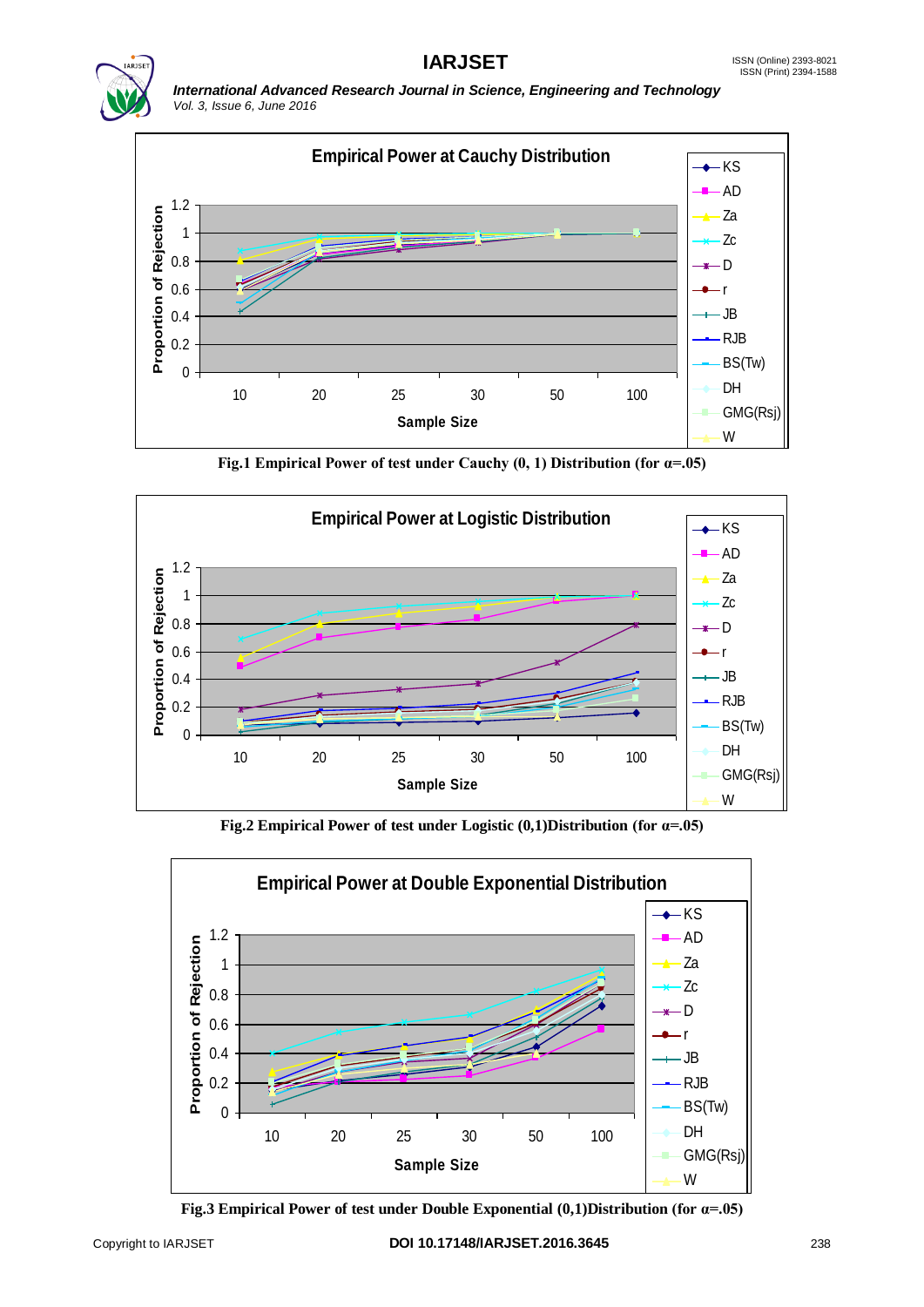Fig.1 Empirical Power of test under Cauchy (0, 1) Distribution (for α=.05)

Fig.2 Empirical Power of test under Logistic (0,1)Distribution (for α=.05)

Fig.3 Empirical Power of test under Double Exponential (0,1)Distribution (for α=.05)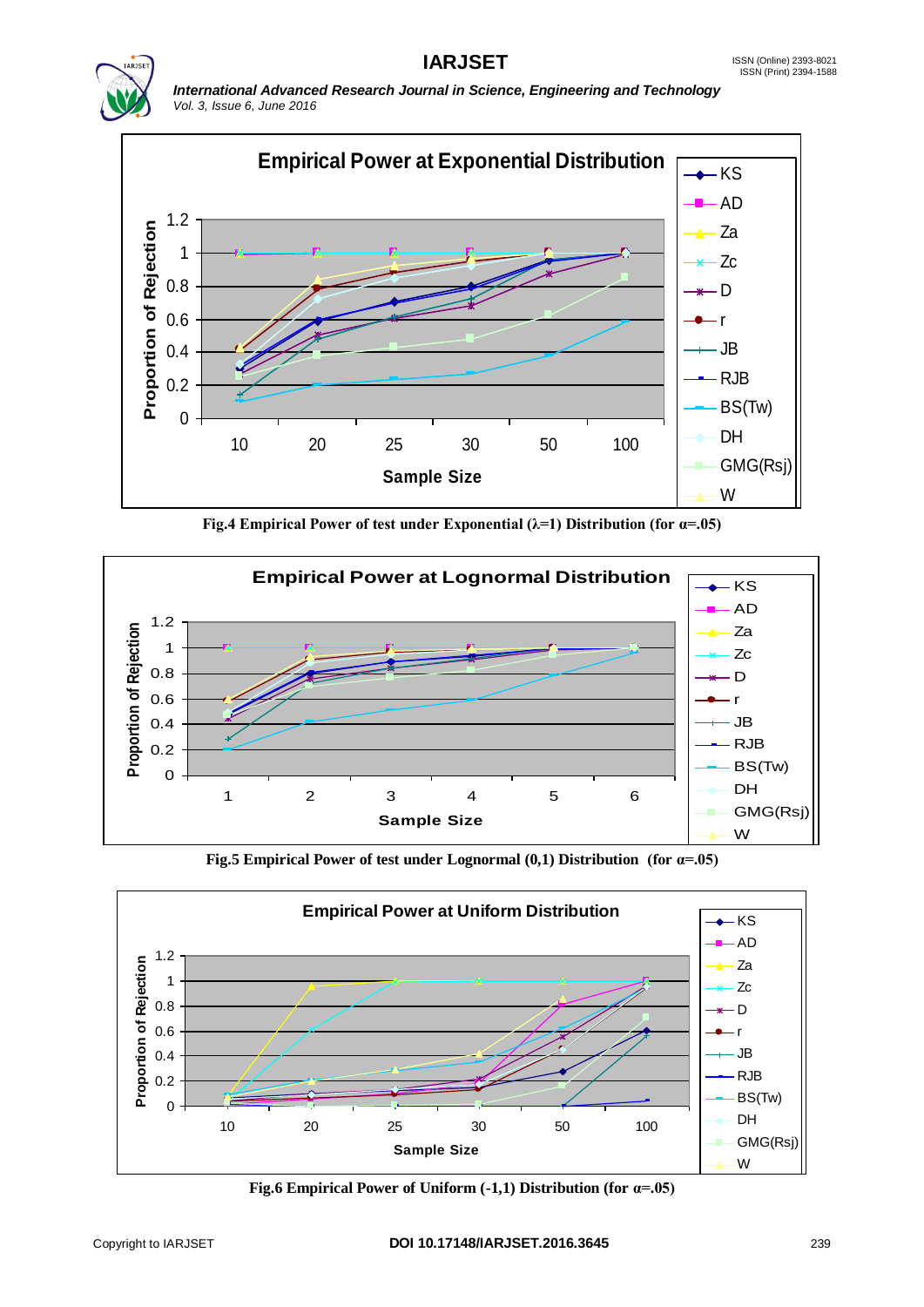Fig.4 Empirical Power of test under Exponential (λ=1) Distribution (for α=.05)

Fig.5 Empirical Power of test under Lognormal (0,1) Distribution (for α=.05)

Fig.6 Empirical Power of Uniform (-1,1) Distribution (for α=.05)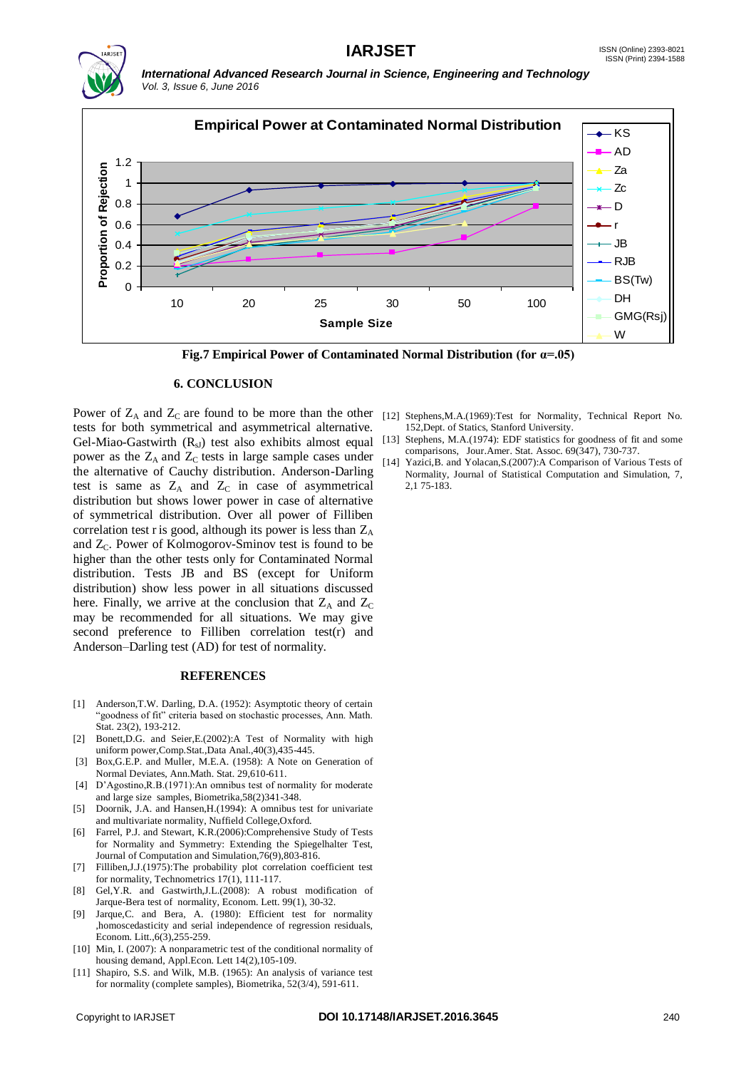Empirical Power at Contaminated Normal Distribution

Proportion of Rejection

1.2
1
0.8
0.6
0.4
0.2
0

10 20 25 30 50 100

Sample Size

KS
AD
Za
Zc
D
r
JB
RJB
BS(Tw)
DH
GMG(Rsj)
W

**Fig.7 Empirical Power of Contaminated Normal Distribution (for α=.05)**

## 6. CONCLUSION

Power of $Z_A$ and $Z_C$ are found to be more than the other tests for both symmetrical and asymmetrical alternative. Gel-Miao-Gastwirth ($R_{sJ}$) test also exhibits almost equal power as the $Z_A$ and $Z_C$ tests in large sample cases under the alternative of Cauchy distribution. Anderson-Darling test is same as $Z_A$ and $Z_C$ in case of asymmetrical distribution but shows lower power in case of alternative of symmetrical distribution. Over all power of Filliben correlation test r is good, although its power is less than $Z_A$ and $Z_C$. Power of Kolmogorov-Sminov test is found to be higher than the other tests only for Contaminated Normal distribution. Tests JB and BS (except for Uniform distribution) show less power in all situations discussed here. Finally, we arrive at the conclusion that $Z_A$ and $Z_C$ may be recommended for all situations. We may give second preference to Filliben correlation test(r) and Anderson–Darling test (AD) for test of normality.

## REFERENCES

[1] Anderson,T.W. Darling, D.A. (1952): Asymptotic theory of certain "goodness of fit" criteria based on stochastic processes, Ann. Math. Stat. 23(2), 193-212.

[2] Bonett,D.G. and Seier,E.(2002):A Test of Normality with high uniform power,Comp.Stat.,Data Anal.,40(3),435-445.

[3] Box,G.E.P. and Muller, M.E.A. (1958): A Note on Generation of Normal Deviates, Ann.Math. Stat. 29,610-611.

[4] D'Agostino,R.B.(1971):An omnibus test of normality for moderate and large size samples, Biometrika,58(2)341-348.

[5] Doornik, J.A. and Hansen,H.(1994): A omnibus test for univariate and multivariate normality, Nuffield College,Oxford.

[6] Farrel, P.J. and Stewart, K.R.(2006):Comprehensive Study of Tests for Normality and Symmetry: Extending the Spiegelhalter Test, Journal of Computation and Simulation,76(9),803-816.

[7] Filliben,J.J.(1975):The probability plot correlation coefficient test for normality, Technometrics 17(1), 111-117.

[8] Gel,Y.R. and Gastwirth,J.L.(2008): A robust modification of Jarque-Bera test of normality, Econom. Lett. 99(1), 30-32.

[9] Jarque,C. and Bera, A. (1980): Efficient test for normality ,homoscedasticity and serial independence of regression residuals, Econom. Litt.,6(3),255-259.

[10] Min, I. (2007): A nonparametric test of the conditional normality of housing demand, Appl.Econ. Lett 14(2),105-109.

[11] Shapiro, S.S. and Wilk, M.B. (1965): An analysis of variance test for normality (complete samples), Biometrika, 52(3/4), 591-611.

[12] Stephens,M.A.(1969):Test for Normality, Technical Report No. 152,Dept. of Statics, Stanford University.

[13] Stephens, M.A.(1974): EDF statistics for goodness of fit and some comparisons, Jour.Amer. Stat. Assoc. 69(347), 730-737.

[14] Yazici,B. and Yolacan,S.(2007):A Comparison of Various Tests of Normality, Journal of Statistical Computation and Simulation, 7, 2,1 75-183.